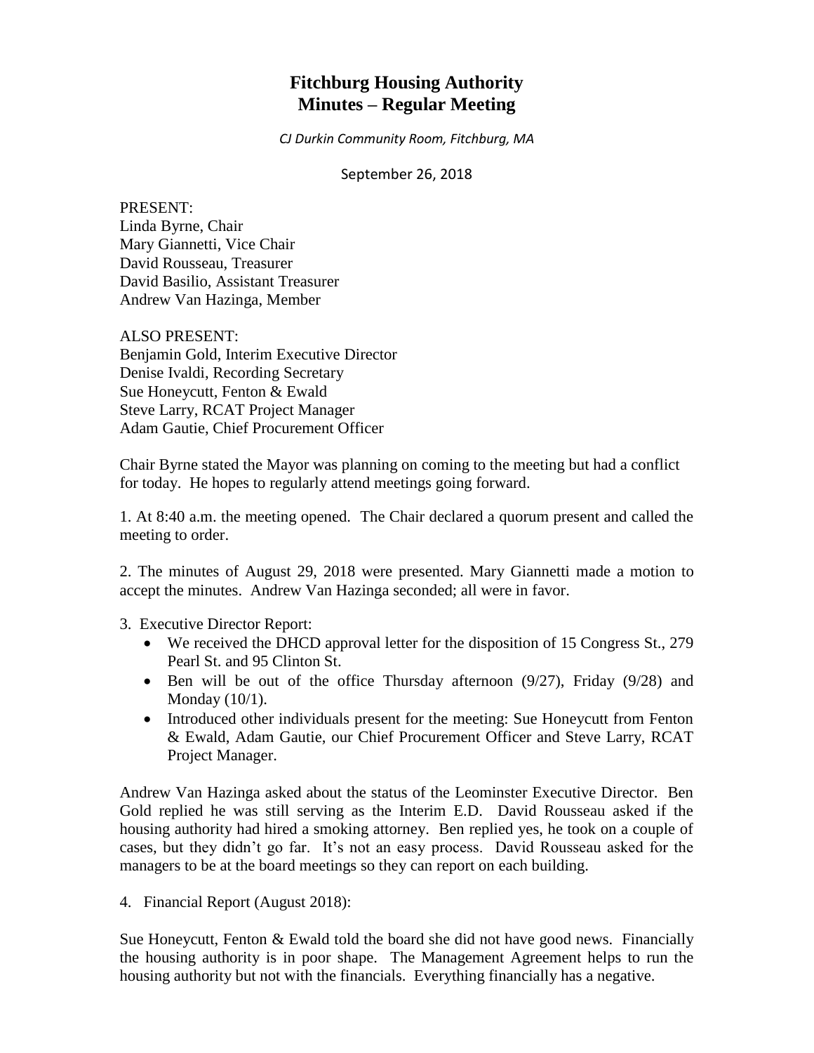# Fitchburg Housing Authority
# Minutes – Regular Meeting

*CJ Durkin Community Room, Fitchburg, MA*

September 26, 2018

PRESENT:
Linda Byrne, Chair
Mary Giannetti, Vice Chair
David Rousseau, Treasurer
David Basilio, Assistant Treasurer
Andrew Van Hazinga, Member

ALSO PRESENT:
Benjamin Gold, Interim Executive Director
Denise Ivaldi, Recording Secretary
Sue Honeycutt, Fenton & Ewald
Steve Larry, RCAT Project Manager
Adam Gautie, Chief Procurement Officer

Chair Byrne stated the Mayor was planning on coming to the meeting but had a conflict for today. He hopes to regularly attend meetings going forward.

1. At 8:40 a.m. the meeting opened. The Chair declared a quorum present and called the meeting to order.

2. The minutes of August 29, 2018 were presented. Mary Giannetti made a motion to accept the minutes. Andrew Van Hazinga seconded; all were in favor.

3. Executive Director Report:
   - We received the DHCD approval letter for the disposition of 15 Congress St., 279 Pearl St. and 95 Clinton St.
   - Ben will be out of the office Thursday afternoon (9/27), Friday (9/28) and Monday (10/1).
   - Introduced other individuals present for the meeting: Sue Honeycutt from Fenton & Ewald, Adam Gautie, our Chief Procurement Officer and Steve Larry, RCAT Project Manager.

Andrew Van Hazinga asked about the status of the Leominster Executive Director. Ben Gold replied he was still serving as the Interim E.D. David Rousseau asked if the housing authority had hired a smoking attorney. Ben replied yes, he took on a couple of cases, but they didn't go far. It's not an easy process. David Rousseau asked for the managers to be at the board meetings so they can report on each building.

4. Financial Report (August 2018):

Sue Honeycutt, Fenton & Ewald told the board she did not have good news. Financially the housing authority is in poor shape. The Management Agreement helps to run the housing authority but not with the financials. Everything financially has a negative.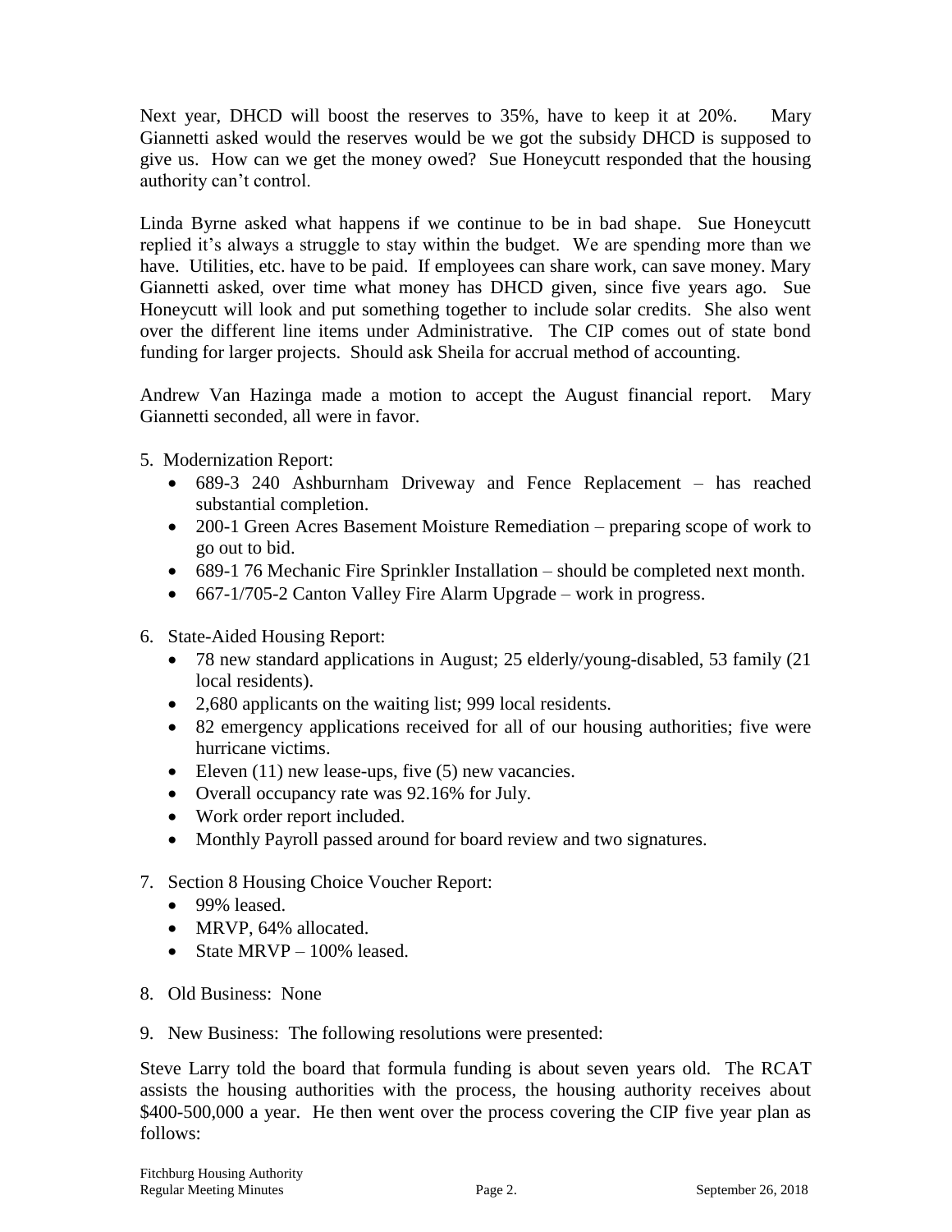Next year, DHCD will boost the reserves to 35%, have to keep it at 20%. Mary Giannetti asked would the reserves would be we got the subsidy DHCD is supposed to give us. How can we get the money owed? Sue Honeycutt responded that the housing authority can't control.

Linda Byrne asked what happens if we continue to be in bad shape. Sue Honeycutt replied it's always a struggle to stay within the budget. We are spending more than we have. Utilities, etc. have to be paid. If employees can share work, can save money. Mary Giannetti asked, over time what money has DHCD given, since five years ago. Sue Honeycutt will look and put something together to include solar credits. She also went over the different line items under Administrative. The CIP comes out of state bond funding for larger projects. Should ask Sheila for accrual method of accounting.

Andrew Van Hazinga made a motion to accept the August financial report. Mary Giannetti seconded, all were in favor.

5. Modernization Report:
   - 689-3 240 Ashburnham Driveway and Fence Replacement – has reached substantial completion.
   - 200-1 Green Acres Basement Moisture Remediation – preparing scope of work to go out to bid.
   - 689-1 76 Mechanic Fire Sprinkler Installation – should be completed next month.
   - 667-1/705-2 Canton Valley Fire Alarm Upgrade – work in progress.

6. State-Aided Housing Report:
   - 78 new standard applications in August; 25 elderly/young-disabled, 53 family (21 local residents).
   - 2,680 applicants on the waiting list; 999 local residents.
   - 82 emergency applications received for all of our housing authorities; five were hurricane victims.
   - Eleven (11) new lease-ups, five (5) new vacancies.
   - Overall occupancy rate was 92.16% for July.
   - Work order report included.
   - Monthly Payroll passed around for board review and two signatures.

7. Section 8 Housing Choice Voucher Report:
   - 99% leased.
   - MRVP, 64% allocated.
   - State MRVP – 100% leased.

8. Old Business: None

9. New Business: The following resolutions were presented:

Steve Larry told the board that formula funding is about seven years old. The RCAT assists the housing authorities with the process, the housing authority receives about $400-500,000 a year. He then went over the process covering the CIP five year plan as follows: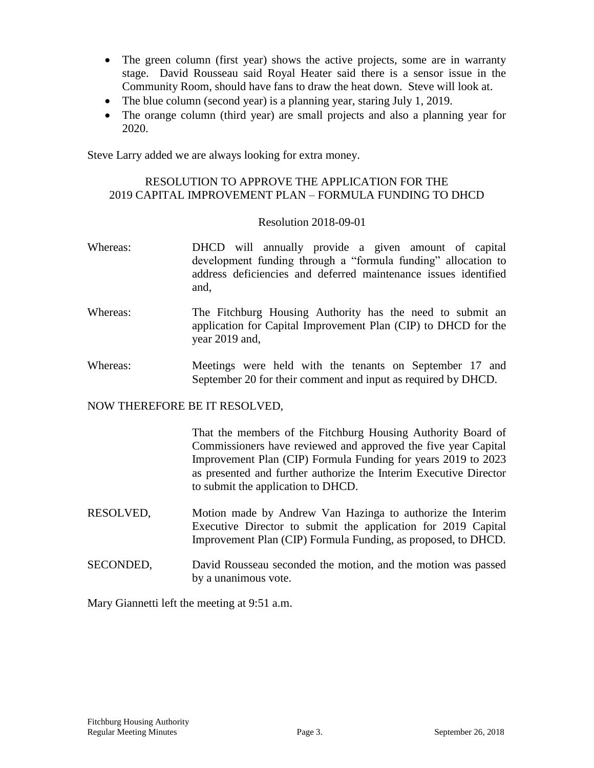- The green column (first year) shows the active projects, some are in warranty stage. David Rousseau said Royal Heater said there is a sensor issue in the Community Room, should have fans to draw the heat down. Steve will look at.
- The blue column (second year) is a planning year, staring July 1, 2019.
- The orange column (third year) are small projects and also a planning year for 2020.

Steve Larry added we are always looking for extra money.

RESOLUTION TO APPROVE THE APPLICATION FOR THE
2019 CAPITAL IMPROVEMENT PLAN – FORMULA FUNDING TO DHCD

Resolution 2018-09-01

Whereas: DHCD will annually provide a given amount of capital development funding through a "formula funding" allocation to address deficiencies and deferred maintenance issues identified and,

Whereas: The Fitchburg Housing Authority has the need to submit an application for Capital Improvement Plan (CIP) to DHCD for the year 2019 and,

Whereas: Meetings were held with the tenants on September 17 and September 20 for their comment and input as required by DHCD.

NOW THEREFORE BE IT RESOLVED,

That the members of the Fitchburg Housing Authority Board of Commissioners have reviewed and approved the five year Capital Improvement Plan (CIP) Formula Funding for years 2019 to 2023 as presented and further authorize the Interim Executive Director to submit the application to DHCD.

RESOLVED, Motion made by Andrew Van Hazinga to authorize the Interim Executive Director to submit the application for 2019 Capital Improvement Plan (CIP) Formula Funding, as proposed, to DHCD.

SECONDED, David Rousseau seconded the motion, and the motion was passed by a unanimous vote.

Mary Giannetti left the meeting at 9:51 a.m.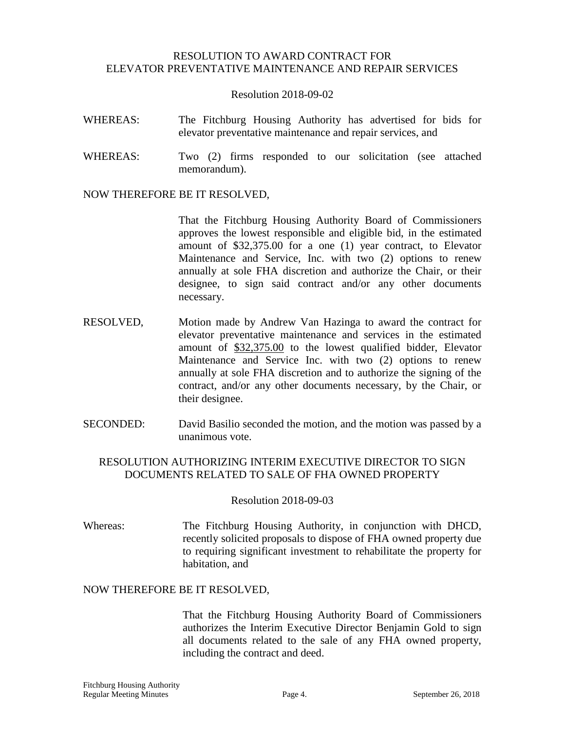RESOLUTION TO AWARD CONTRACT FOR
ELEVATOR PREVENTATIVE MAINTENANCE AND REPAIR SERVICES

Resolution 2018-09-02

WHEREAS: The Fitchburg Housing Authority has advertised for bids for elevator preventative maintenance and repair services, and

WHEREAS: Two (2) firms responded to our solicitation (see attached memorandum).

NOW THEREFORE BE IT RESOLVED,

That the Fitchburg Housing Authority Board of Commissioners approves the lowest responsible and eligible bid, in the estimated amount of $32,375.00 for a one (1) year contract, to Elevator Maintenance and Service, Inc. with two (2) options to renew annually at sole FHA discretion and authorize the Chair, or their designee, to sign said contract and/or any other documents necessary.

RESOLVED, Motion made by Andrew Van Hazinga to award the contract for elevator preventative maintenance and services in the estimated amount of $32,375.00 to the lowest qualified bidder, Elevator Maintenance and Service Inc. with two (2) options to renew annually at sole FHA discretion and to authorize the signing of the contract, and/or any other documents necessary, by the Chair, or their designee.

SECONDED: David Basilio seconded the motion, and the motion was passed by a unanimous vote.

RESOLUTION AUTHORIZING INTERIM EXECUTIVE DIRECTOR TO SIGN
DOCUMENTS RELATED TO SALE OF FHA OWNED PROPERTY

Resolution 2018-09-03

Whereas: The Fitchburg Housing Authority, in conjunction with DHCD, recently solicited proposals to dispose of FHA owned property due to requiring significant investment to rehabilitate the property for habitation, and

NOW THEREFORE BE IT RESOLVED,

That the Fitchburg Housing Authority Board of Commissioners authorizes the Interim Executive Director Benjamin Gold to sign all documents related to the sale of any FHA owned property, including the contract and deed.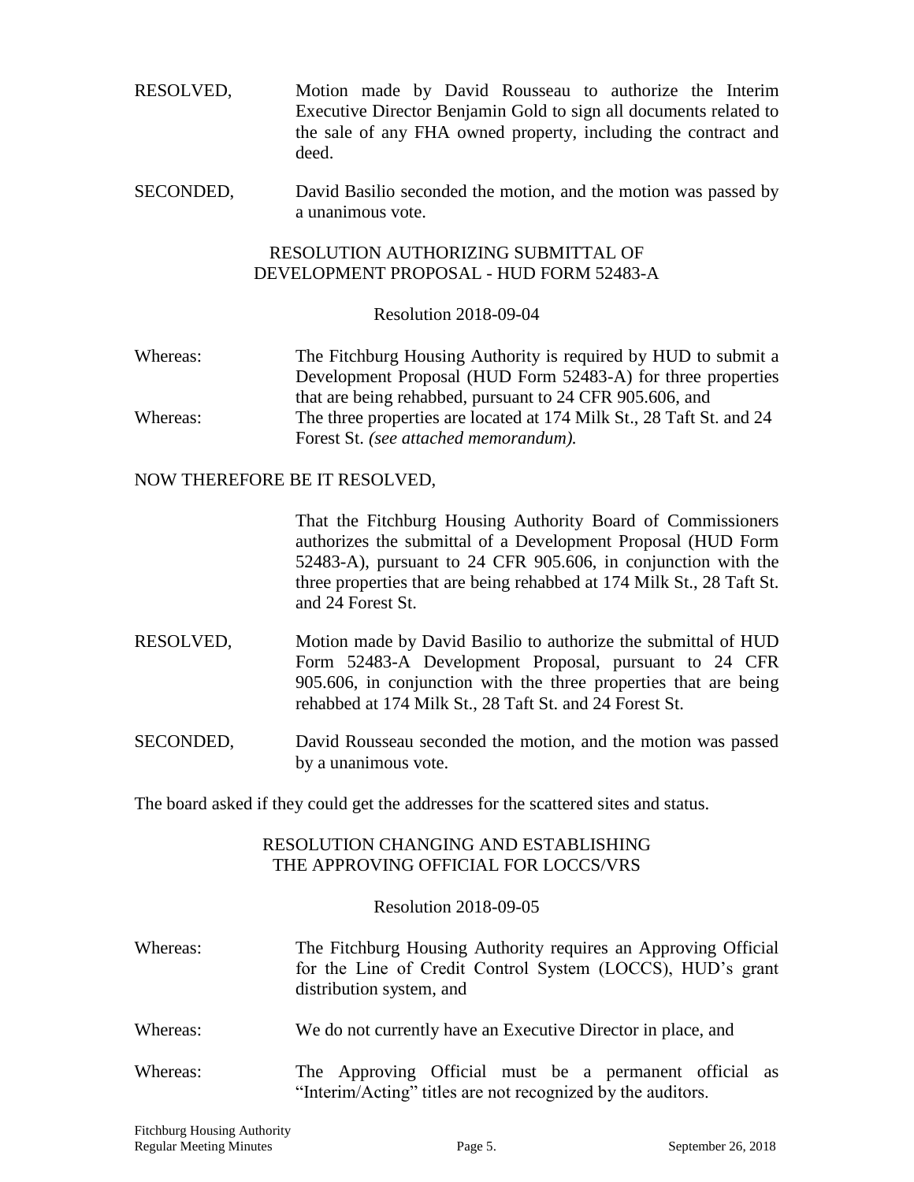RESOLVED, Motion made by David Rousseau to authorize the Interim Executive Director Benjamin Gold to sign all documents related to the sale of any FHA owned property, including the contract and deed.

SECONDED, David Basilio seconded the motion, and the motion was passed by a unanimous vote.

### RESOLUTION AUTHORIZING SUBMITTAL OF DEVELOPMENT PROPOSAL - HUD FORM 52483-A

Resolution 2018-09-04

Whereas: The Fitchburg Housing Authority is required by HUD to submit a Development Proposal (HUD Form 52483-A) for three properties that are being rehabbed, pursuant to 24 CFR 905.606, and

Whereas: The three properties are located at 174 Milk St., 28 Taft St. and 24 Forest St. *(see attached memorandum).*

NOW THEREFORE BE IT RESOLVED,

That the Fitchburg Housing Authority Board of Commissioners authorizes the submittal of a Development Proposal (HUD Form 52483-A), pursuant to 24 CFR 905.606, in conjunction with the three properties that are being rehabbed at 174 Milk St., 28 Taft St. and 24 Forest St.

RESOLVED, Motion made by David Basilio to authorize the submittal of HUD Form 52483-A Development Proposal, pursuant to 24 CFR 905.606, in conjunction with the three properties that are being rehabbed at 174 Milk St., 28 Taft St. and 24 Forest St.

SECONDED, David Rousseau seconded the motion, and the motion was passed by a unanimous vote.

The board asked if they could get the addresses for the scattered sites and status.

### RESOLUTION CHANGING AND ESTABLISHING THE APPROVING OFFICIAL FOR LOCCS/VRS

Resolution 2018-09-05

Whereas: The Fitchburg Housing Authority requires an Approving Official for the Line of Credit Control System (LOCCS), HUD's grant distribution system, and

Whereas: We do not currently have an Executive Director in place, and

Whereas: The Approving Official must be a permanent official as "Interim/Acting" titles are not recognized by the auditors.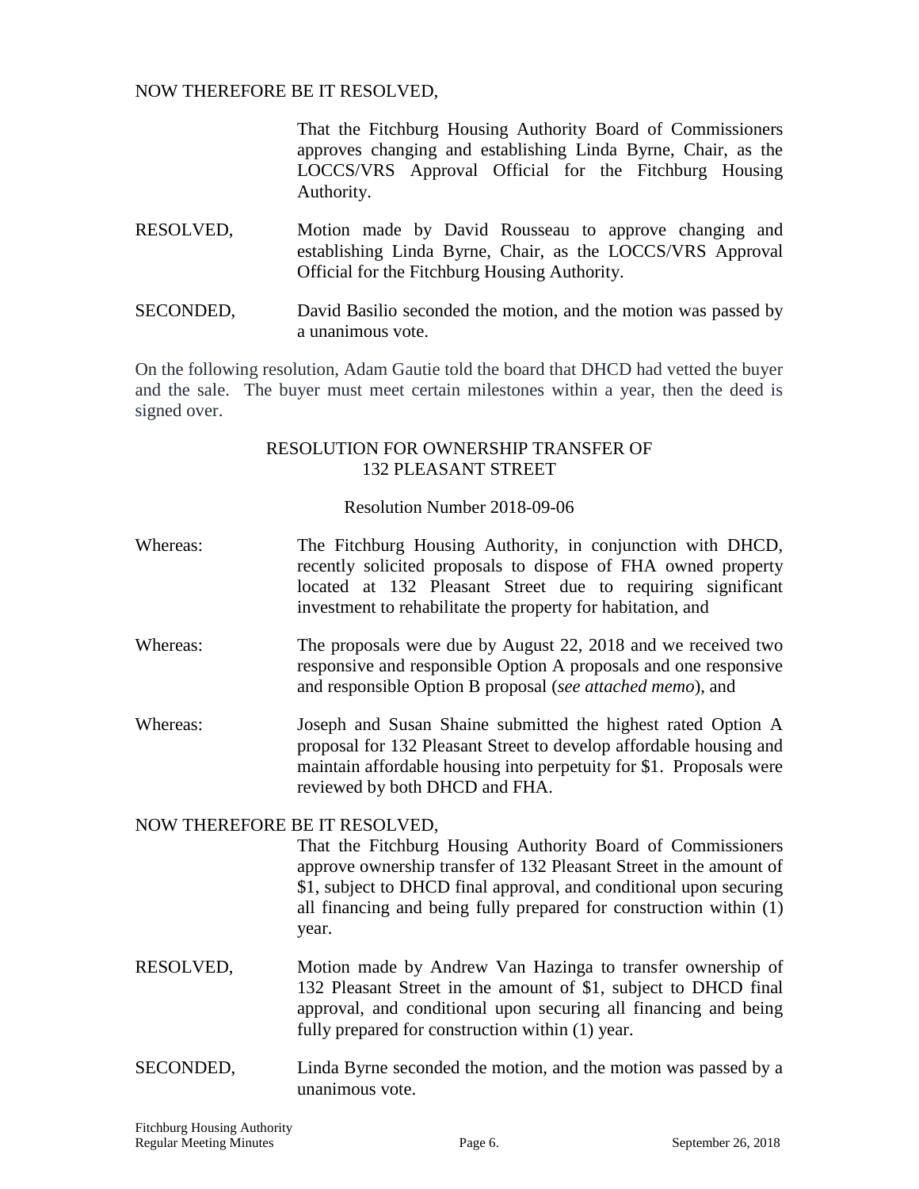NOW THEREFORE BE IT RESOLVED,

That the Fitchburg Housing Authority Board of Commissioners approves changing and establishing Linda Byrne, Chair, as the LOCCS/VRS Approval Official for the Fitchburg Housing Authority.

RESOLVED, Motion made by David Rousseau to approve changing and establishing Linda Byrne, Chair, as the LOCCS/VRS Approval Official for the Fitchburg Housing Authority.

SECONDED, David Basilio seconded the motion, and the motion was passed by a unanimous vote.

On the following resolution, Adam Gautie told the board that DHCD had vetted the buyer and the sale. The buyer must meet certain milestones within a year, then the deed is signed over.

## RESOLUTION FOR OWNERSHIP TRANSFER OF 132 PLEASANT STREET

Resolution Number 2018-09-06

Whereas: The Fitchburg Housing Authority, in conjunction with DHCD, recently solicited proposals to dispose of FHA owned property located at 132 Pleasant Street due to requiring significant investment to rehabilitate the property for habitation, and

Whereas: The proposals were due by August 22, 2018 and we received two responsive and responsible Option A proposals and one responsive and responsible Option B proposal (*see attached memo*), and

Whereas: Joseph and Susan Shaine submitted the highest rated Option A proposal for 132 Pleasant Street to develop affordable housing and maintain affordable housing into perpetuity for $1. Proposals were reviewed by both DHCD and FHA.

NOW THEREFORE BE IT RESOLVED,

That the Fitchburg Housing Authority Board of Commissioners approve ownership transfer of 132 Pleasant Street in the amount of $1, subject to DHCD final approval, and conditional upon securing all financing and being fully prepared for construction within (1) year.

RESOLVED, Motion made by Andrew Van Hazinga to transfer ownership of 132 Pleasant Street in the amount of $1, subject to DHCD final approval, and conditional upon securing all financing and being fully prepared for construction within (1) year.

SECONDED, Linda Byrne seconded the motion, and the motion was passed by a unanimous vote.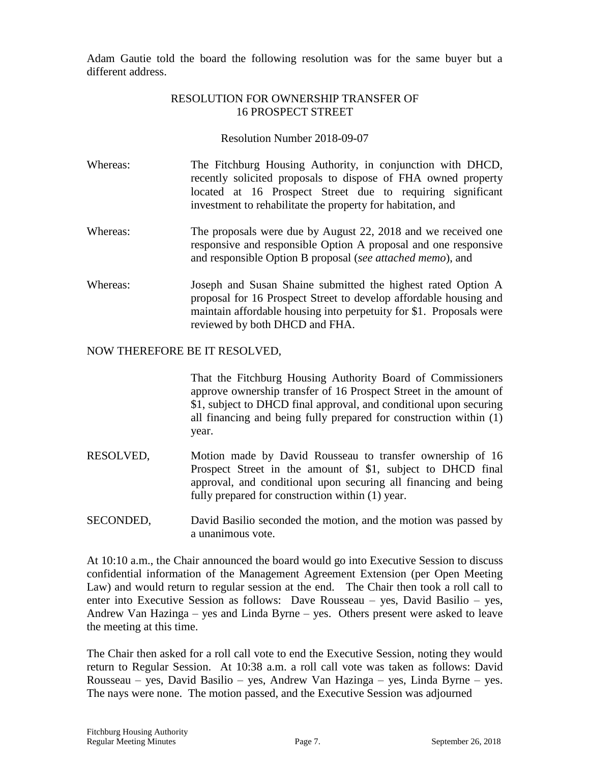Adam Gautie told the board the following resolution was for the same buyer but a different address.

RESOLUTION FOR OWNERSHIP TRANSFER OF
16 PROSPECT STREET

Resolution Number 2018-09-07

Whereas: The Fitchburg Housing Authority, in conjunction with DHCD, recently solicited proposals to dispose of FHA owned property located at 16 Prospect Street due to requiring significant investment to rehabilitate the property for habitation, and

Whereas: The proposals were due by August 22, 2018 and we received one responsive and responsible Option A proposal and one responsive and responsible Option B proposal (*see attached memo*), and

Whereas: Joseph and Susan Shaine submitted the highest rated Option A proposal for 16 Prospect Street to develop affordable housing and maintain affordable housing into perpetuity for $1. Proposals were reviewed by both DHCD and FHA.

NOW THEREFORE BE IT RESOLVED,

That the Fitchburg Housing Authority Board of Commissioners approve ownership transfer of 16 Prospect Street in the amount of $1, subject to DHCD final approval, and conditional upon securing all financing and being fully prepared for construction within (1) year.

RESOLVED, Motion made by David Rousseau to transfer ownership of 16 Prospect Street in the amount of $1, subject to DHCD final approval, and conditional upon securing all financing and being fully prepared for construction within (1) year.

SECONDED, David Basilio seconded the motion, and the motion was passed by a unanimous vote.

At 10:10 a.m., the Chair announced the board would go into Executive Session to discuss confidential information of the Management Agreement Extension (per Open Meeting Law) and would return to regular session at the end. The Chair then took a roll call to enter into Executive Session as follows: Dave Rousseau – yes, David Basilio – yes, Andrew Van Hazinga – yes and Linda Byrne – yes. Others present were asked to leave the meeting at this time.

The Chair then asked for a roll call vote to end the Executive Session, noting they would return to Regular Session. At 10:38 a.m. a roll call vote was taken as follows: David Rousseau – yes, David Basilio – yes, Andrew Van Hazinga – yes, Linda Byrne – yes. The nays were none. The motion passed, and the Executive Session was adjourned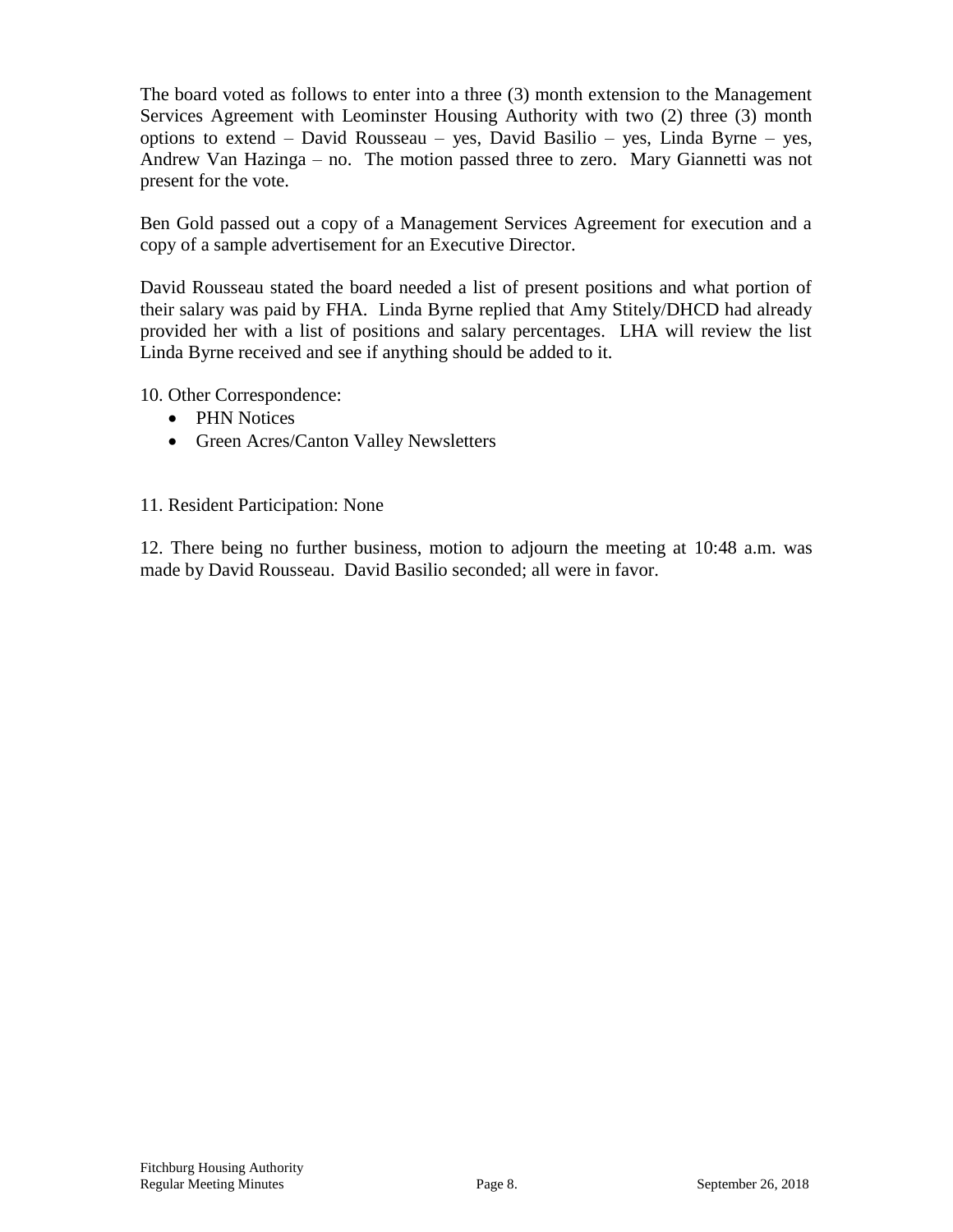The board voted as follows to enter into a three (3) month extension to the Management Services Agreement with Leominster Housing Authority with two (2) three (3) month options to extend – David Rousseau – yes, David Basilio – yes, Linda Byrne – yes, Andrew Van Hazinga – no. The motion passed three to zero. Mary Giannetti was not present for the vote.

Ben Gold passed out a copy of a Management Services Agreement for execution and a copy of a sample advertisement for an Executive Director.

David Rousseau stated the board needed a list of present positions and what portion of their salary was paid by FHA. Linda Byrne replied that Amy Stitely/DHCD had already provided her with a list of positions and salary percentages. LHA will review the list Linda Byrne received and see if anything should be added to it.

10. Other Correspondence:

- PHN Notices
- Green Acres/Canton Valley Newsletters

11. Resident Participation: None

12. There being no further business, motion to adjourn the meeting at 10:48 a.m. was made by David Rousseau. David Basilio seconded; all were in favor.